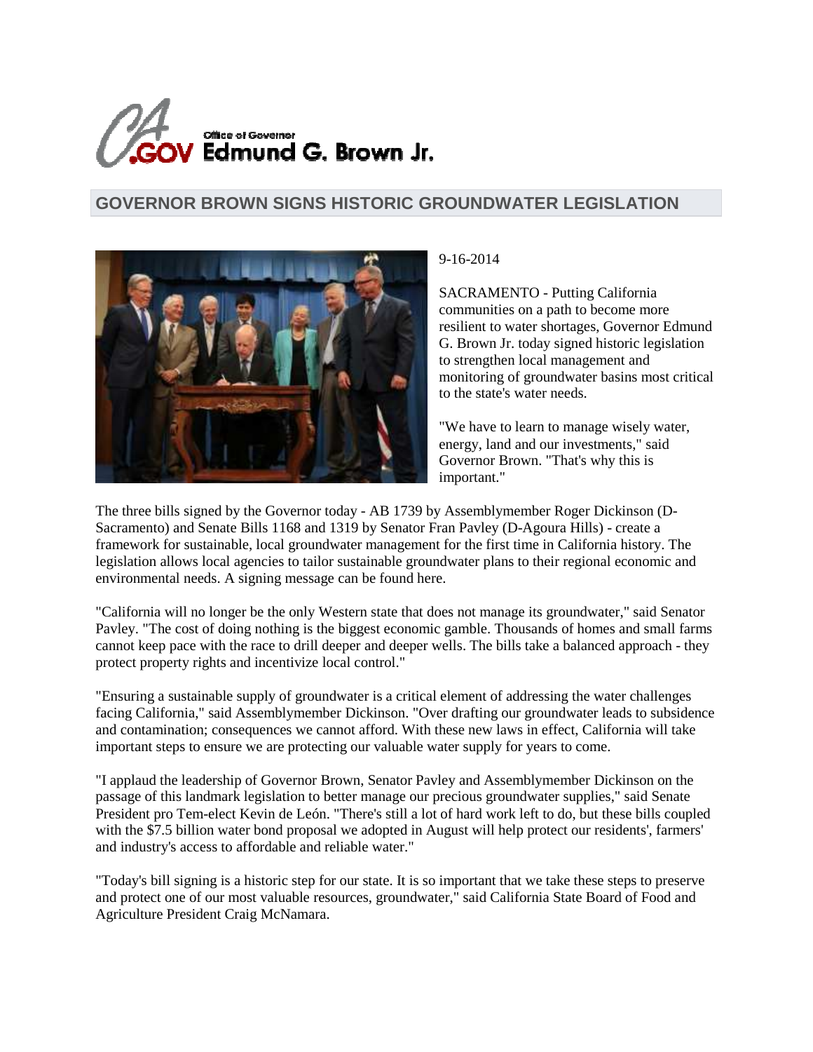Office of Governor **Edmund G. Brown Jr.**

## GOVERNOR BROWN SIGNS HISTORIC GROUNDWATER LEGISLATION

9-16-2014

SACRAMENTO - Putting California communities on a path to become more resilient to water shortages, Governor Edmund G. Brown Jr. today signed historic legislation to strengthen local management and monitoring of groundwater basins most critical to the state's water needs.

"We have to learn to manage wisely water, energy, land and our investments," said Governor Brown. "That's why this is important."

The three bills signed by the Governor today - AB 1739 by Assemblymember Roger Dickinson (D-Sacramento) and Senate Bills 1168 and 1319 by Senator Fran Pavley (D-Agoura Hills) - create a framework for sustainable, local groundwater management for the first time in California history. The legislation allows local agencies to tailor sustainable groundwater plans to their regional economic and environmental needs. A signing message can be found here.

"California will no longer be the only Western state that does not manage its groundwater," said Senator Pavley. "The cost of doing nothing is the biggest economic gamble. Thousands of homes and small farms cannot keep pace with the race to drill deeper and deeper wells. The bills take a balanced approach - they protect property rights and incentivize local control."

"Ensuring a sustainable supply of groundwater is a critical element of addressing the water challenges facing California," said Assemblymember Dickinson. "Over drafting our groundwater leads to subsidence and contamination; consequences we cannot afford. With these new laws in effect, California will take important steps to ensure we are protecting our valuable water supply for years to come.

"I applaud the leadership of Governor Brown, Senator Pavley and Assemblymember Dickinson on the passage of this landmark legislation to better manage our precious groundwater supplies," said Senate President pro Tem-elect Kevin de León. "There's still a lot of hard work left to do, but these bills coupled with the $7.5 billion water bond proposal we adopted in August will help protect our residents', farmers' and industry's access to affordable and reliable water."

"Today's bill signing is a historic step for our state. It is so important that we take these steps to preserve and protect one of our most valuable resources, groundwater," said California State Board of Food and Agriculture President Craig McNamara.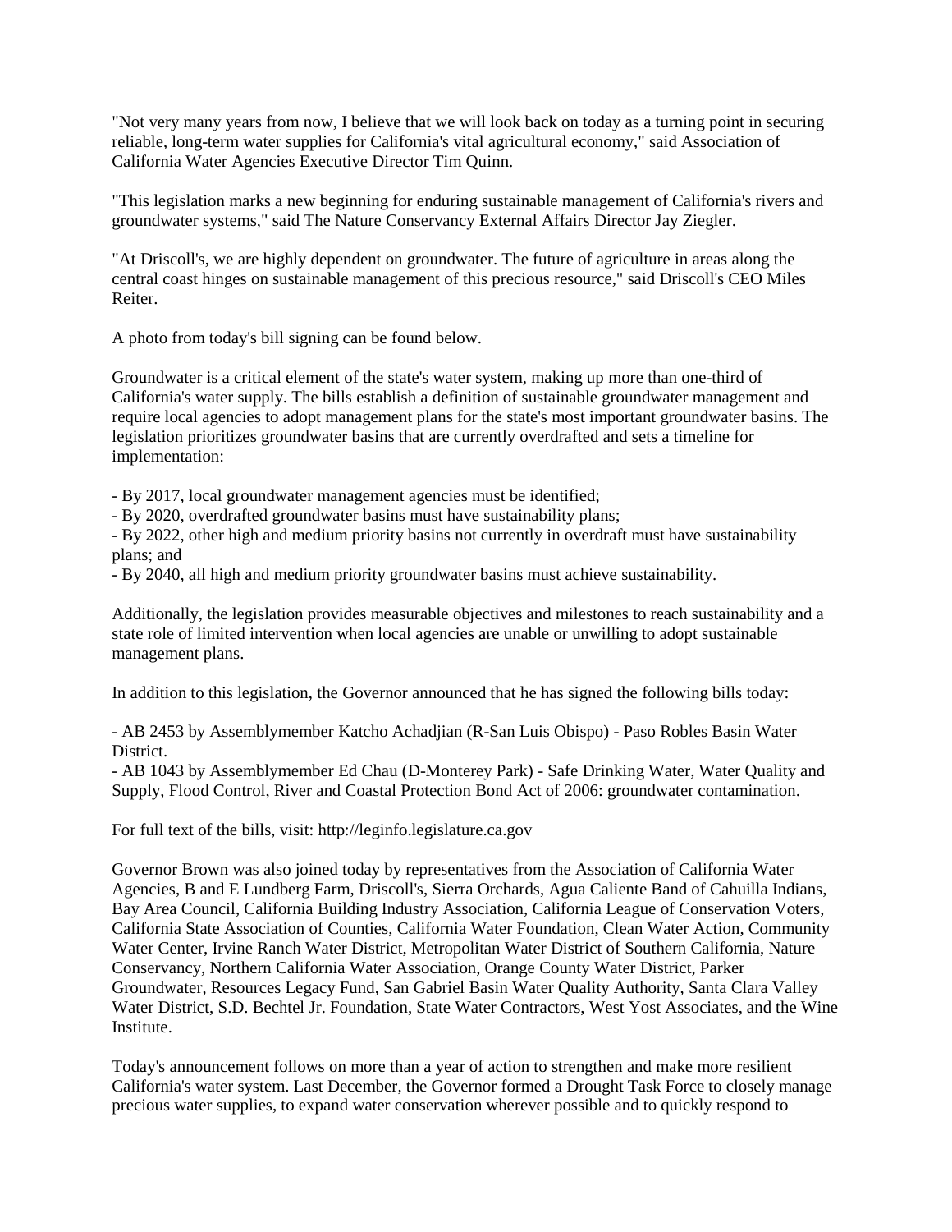"Not very many years from now, I believe that we will look back on today as a turning point in securing reliable, long-term water supplies for California's vital agricultural economy," said Association of California Water Agencies Executive Director Tim Quinn.

"This legislation marks a new beginning for enduring sustainable management of California's rivers and groundwater systems," said The Nature Conservancy External Affairs Director Jay Ziegler.

"At Driscoll's, we are highly dependent on groundwater. The future of agriculture in areas along the central coast hinges on sustainable management of this precious resource," said Driscoll's CEO Miles Reiter.

A photo from today's bill signing can be found below.

Groundwater is a critical element of the state's water system, making up more than one-third of California's water supply. The bills establish a definition of sustainable groundwater management and require local agencies to adopt management plans for the state's most important groundwater basins. The legislation prioritizes groundwater basins that are currently overdrafted and sets a timeline for implementation:

- By 2017, local groundwater management agencies must be identified;
- By 2020, overdrafted groundwater basins must have sustainability plans;
- By 2022, other high and medium priority basins not currently in overdraft must have sustainability plans; and
- By 2040, all high and medium priority groundwater basins must achieve sustainability.

Additionally, the legislation provides measurable objectives and milestones to reach sustainability and a state role of limited intervention when local agencies are unable or unwilling to adopt sustainable management plans.

In addition to this legislation, the Governor announced that he has signed the following bills today:

- AB 2453 by Assemblymember Katcho Achadjian (R-San Luis Obispo) - Paso Robles Basin Water District.
- AB 1043 by Assemblymember Ed Chau (D-Monterey Park) - Safe Drinking Water, Water Quality and Supply, Flood Control, River and Coastal Protection Bond Act of 2006: groundwater contamination.

For full text of the bills, visit: http://leginfo.legislature.ca.gov

Governor Brown was also joined today by representatives from the Association of California Water Agencies, B and E Lundberg Farm, Driscoll's, Sierra Orchards, Agua Caliente Band of Cahuilla Indians, Bay Area Council, California Building Industry Association, California League of Conservation Voters, California State Association of Counties, California Water Foundation, Clean Water Action, Community Water Center, Irvine Ranch Water District, Metropolitan Water District of Southern California, Nature Conservancy, Northern California Water Association, Orange County Water District, Parker Groundwater, Resources Legacy Fund, San Gabriel Basin Water Quality Authority, Santa Clara Valley Water District, S.D. Bechtel Jr. Foundation, State Water Contractors, West Yost Associates, and the Wine Institute.

Today's announcement follows on more than a year of action to strengthen and make more resilient California's water system. Last December, the Governor formed a Drought Task Force to closely manage precious water supplies, to expand water conservation wherever possible and to quickly respond to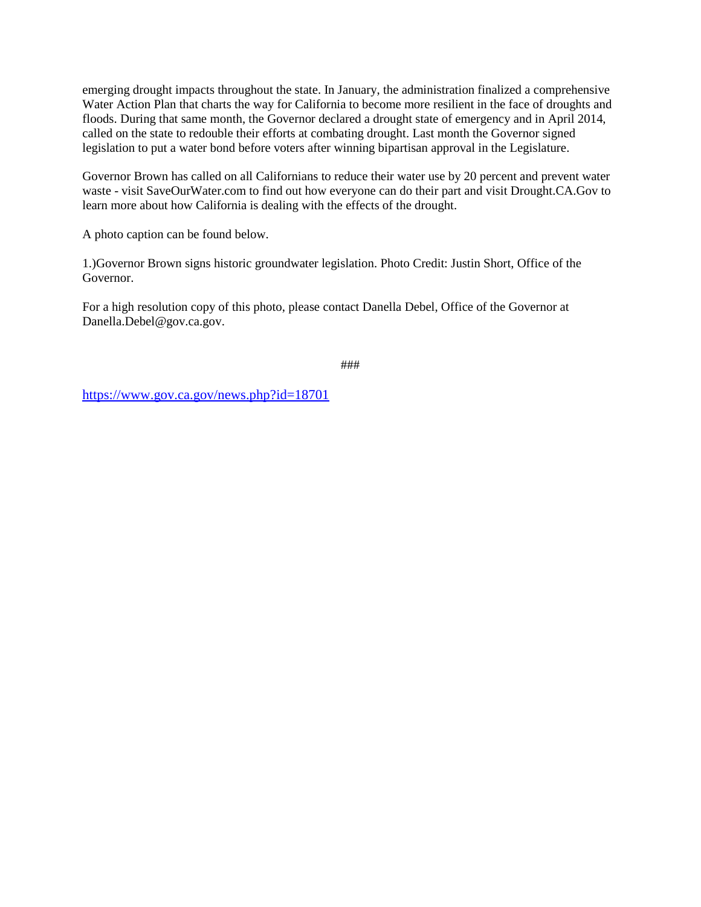emerging drought impacts throughout the state. In January, the administration finalized a comprehensive Water Action Plan that charts the way for California to become more resilient in the face of droughts and floods. During that same month, the Governor declared a drought state of emergency and in April 2014, called on the state to redouble their efforts at combating drought. Last month the Governor signed legislation to put a water bond before voters after winning bipartisan approval in the Legislature.

Governor Brown has called on all Californians to reduce their water use by 20 percent and prevent water waste - visit SaveOurWater.com to find out how everyone can do their part and visit Drought.CA.Gov to learn more about how California is dealing with the effects of the drought.

A photo caption can be found below.

1.)Governor Brown signs historic groundwater legislation. Photo Credit: Justin Short, Office of the Governor.

For a high resolution copy of this photo, please contact Danella Debel, Office of the Governor at Danella.Debel@gov.ca.gov.

###

https://www.gov.ca.gov/news.php?id=18701